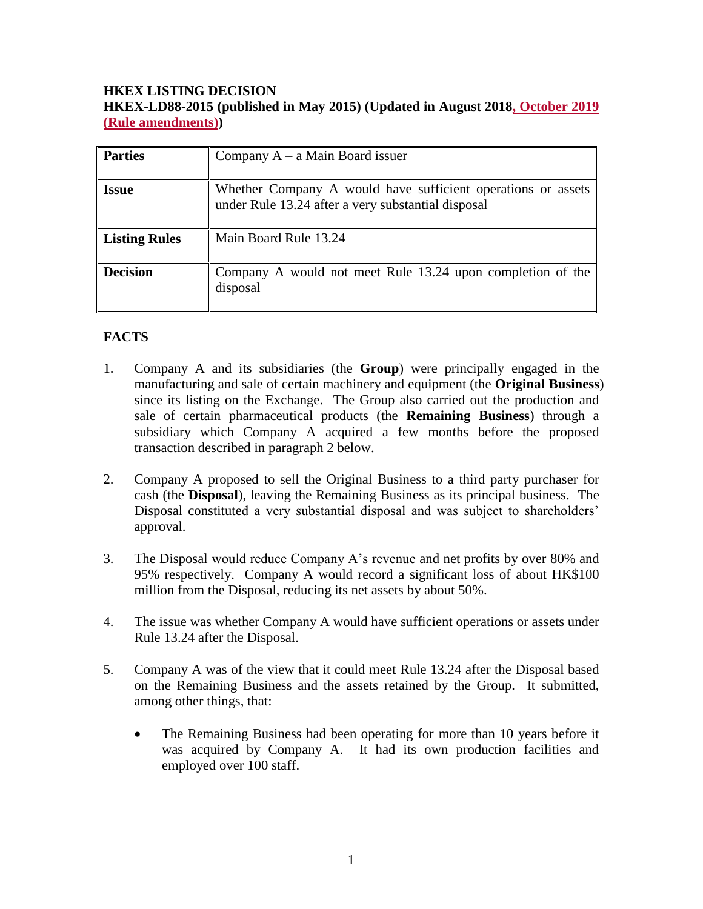**HKEX LISTING DECISION**
**HKEX-LD88-2015 (published in May 2015) (Updated in August 2018, October 2019 (Rule amendments))**

| **Parties** | Company A – a Main Board issuer |
|---|---|
| **Issue** | Whether Company A would have sufficient operations or assets under Rule 13.24 after a very substantial disposal |
| **Listing Rules** | Main Board Rule 13.24 |
| **Decision** | Company A would not meet Rule 13.24 upon completion of the disposal |

## FACTS

1. Company A and its subsidiaries (the **Group**) were principally engaged in the manufacturing and sale of certain machinery and equipment (the **Original Business**) since its listing on the Exchange. The Group also carried out the production and sale of certain pharmaceutical products (the **Remaining Business**) through a subsidiary which Company A acquired a few months before the proposed transaction described in paragraph 2 below.

2. Company A proposed to sell the Original Business to a third party purchaser for cash (the **Disposal**), leaving the Remaining Business as its principal business. The Disposal constituted a very substantial disposal and was subject to shareholders' approval.

3. The Disposal would reduce Company A's revenue and net profits by over 80% and 95% respectively. Company A would record a significant loss of about HK$100 million from the Disposal, reducing its net assets by about 50%.

4. The issue was whether Company A would have sufficient operations or assets under Rule 13.24 after the Disposal.

5. Company A was of the view that it could meet Rule 13.24 after the Disposal based on the Remaining Business and the assets retained by the Group. It submitted, among other things, that:

   - The Remaining Business had been operating for more than 10 years before it was acquired by Company A. It had its own production facilities and employed over 100 staff.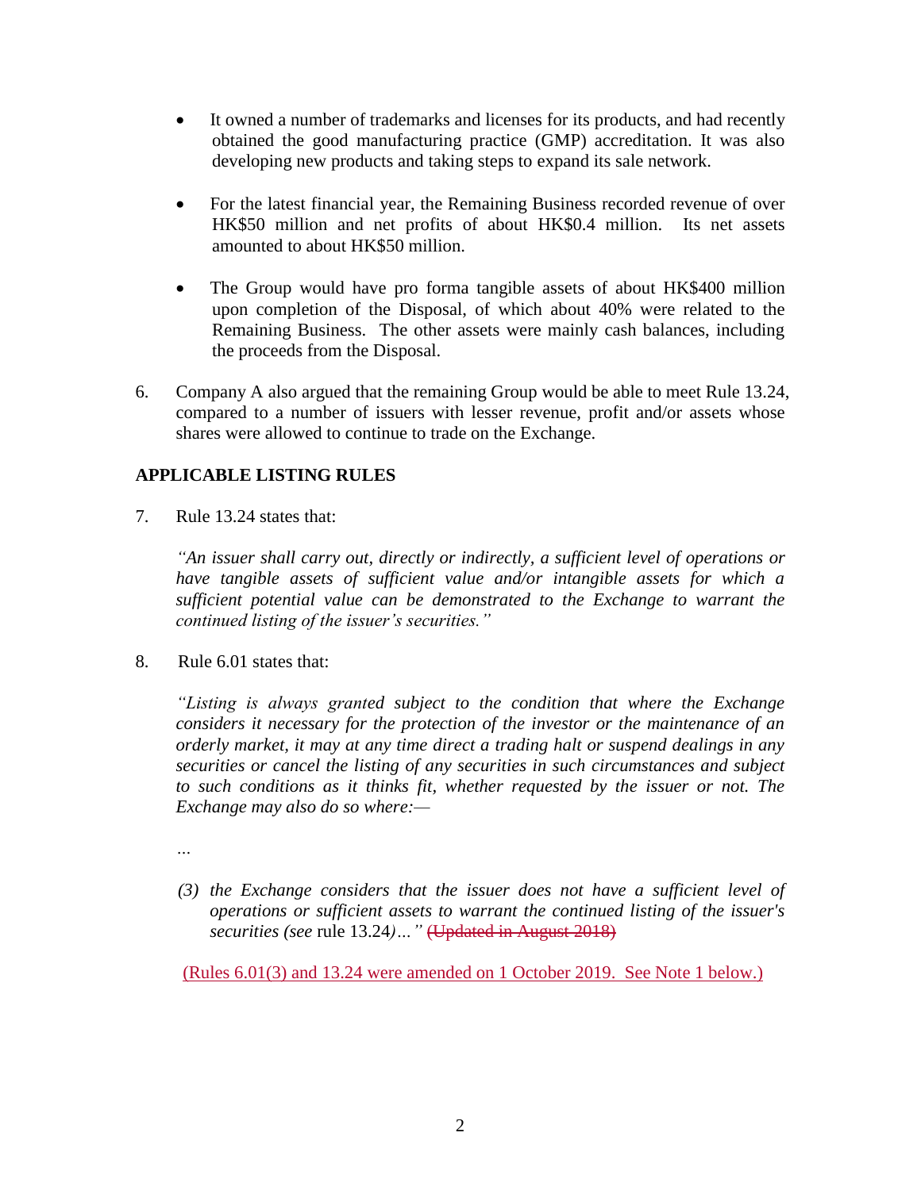- It owned a number of trademarks and licenses for its products, and had recently obtained the good manufacturing practice (GMP) accreditation. It was also developing new products and taking steps to expand its sale network.

- For the latest financial year, the Remaining Business recorded revenue of over HK$50 million and net profits of about HK$0.4 million. Its net assets amounted to about HK$50 million.

- The Group would have pro forma tangible assets of about HK$400 million upon completion of the Disposal, of which about 40% were related to the Remaining Business. The other assets were mainly cash balances, including the proceeds from the Disposal.

6. Company A also argued that the remaining Group would be able to meet Rule 13.24, compared to a number of issuers with lesser revenue, profit and/or assets whose shares were allowed to continue to trade on the Exchange.

**APPLICABLE LISTING RULES**

7. Rule 13.24 states that:

   *"An issuer shall carry out, directly or indirectly, a sufficient level of operations or have tangible assets of sufficient value and/or intangible assets for which a sufficient potential value can be demonstrated to the Exchange to warrant the continued listing of the issuer's securities."*

8. Rule 6.01 states that:

   *"Listing is always granted subject to the condition that where the Exchange considers it necessary for the protection of the investor or the maintenance of an orderly market, it may at any time direct a trading halt or suspend dealings in any securities or cancel the listing of any securities in such circumstances and subject to such conditions as it thinks fit, whether requested by the issuer or not. The Exchange may also do so where:—*

   *…*

   *(3) the Exchange considers that the issuer does not have a sufficient level of operations or sufficient assets to warrant the continued listing of the issuer's securities (see* rule 13.24*)…"* ~~(Updated in August 2018)~~

   (Rules 6.01(3) and 13.24 were amended on 1 October 2019. See Note 1 below.)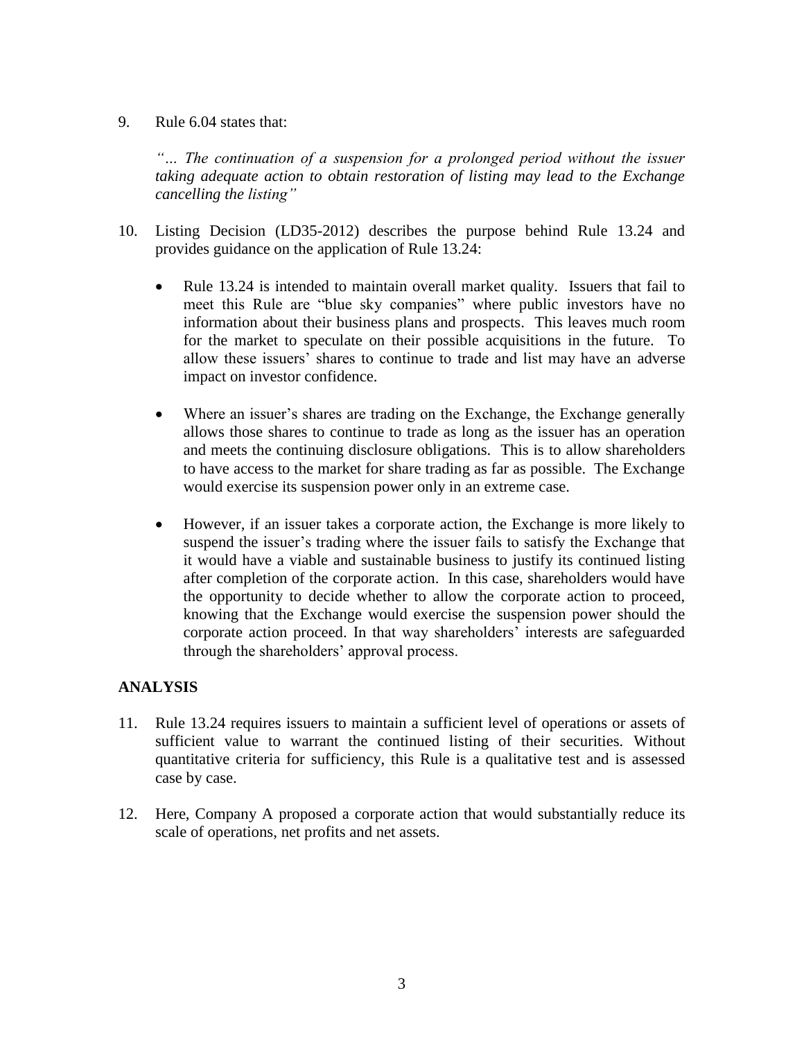9. Rule 6.04 states that:

   *"… The continuation of a suspension for a prolonged period without the issuer taking adequate action to obtain restoration of listing may lead to the Exchange cancelling the listing"*

10. Listing Decision (LD35-2012) describes the purpose behind Rule 13.24 and provides guidance on the application of Rule 13.24:

    - Rule 13.24 is intended to maintain overall market quality. Issuers that fail to meet this Rule are "blue sky companies" where public investors have no information about their business plans and prospects. This leaves much room for the market to speculate on their possible acquisitions in the future. To allow these issuers' shares to continue to trade and list may have an adverse impact on investor confidence.

    - Where an issuer's shares are trading on the Exchange, the Exchange generally allows those shares to continue to trade as long as the issuer has an operation and meets the continuing disclosure obligations. This is to allow shareholders to have access to the market for share trading as far as possible. The Exchange would exercise its suspension power only in an extreme case.

    - However, if an issuer takes a corporate action, the Exchange is more likely to suspend the issuer's trading where the issuer fails to satisfy the Exchange that it would have a viable and sustainable business to justify its continued listing after completion of the corporate action. In this case, shareholders would have the opportunity to decide whether to allow the corporate action to proceed, knowing that the Exchange would exercise the suspension power should the corporate action proceed. In that way shareholders' interests are safeguarded through the shareholders' approval process.

## ANALYSIS

11. Rule 13.24 requires issuers to maintain a sufficient level of operations or assets of sufficient value to warrant the continued listing of their securities. Without quantitative criteria for sufficiency, this Rule is a qualitative test and is assessed case by case.

12. Here, Company A proposed a corporate action that would substantially reduce its scale of operations, net profits and net assets.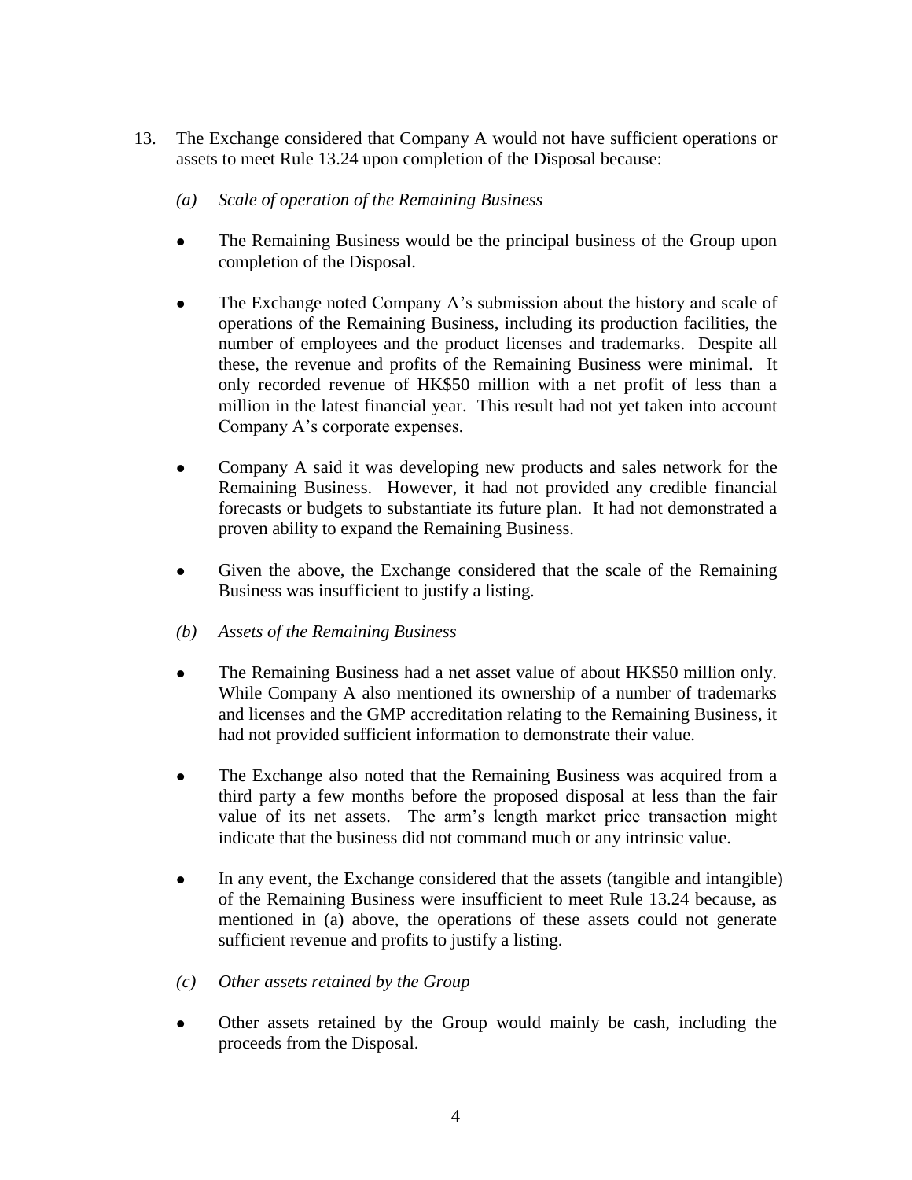13. The Exchange considered that Company A would not have sufficient operations or assets to meet Rule 13.24 upon completion of the Disposal because:

    *(a) Scale of operation of the Remaining Business*

    - The Remaining Business would be the principal business of the Group upon completion of the Disposal.

    - The Exchange noted Company A's submission about the history and scale of operations of the Remaining Business, including its production facilities, the number of employees and the product licenses and trademarks. Despite all these, the revenue and profits of the Remaining Business were minimal. It only recorded revenue of HK$50 million with a net profit of less than a million in the latest financial year. This result had not yet taken into account Company A's corporate expenses.

    - Company A said it was developing new products and sales network for the Remaining Business. However, it had not provided any credible financial forecasts or budgets to substantiate its future plan. It had not demonstrated a proven ability to expand the Remaining Business.

    - Given the above, the Exchange considered that the scale of the Remaining Business was insufficient to justify a listing.

    *(b) Assets of the Remaining Business*

    - The Remaining Business had a net asset value of about HK$50 million only. While Company A also mentioned its ownership of a number of trademarks and licenses and the GMP accreditation relating to the Remaining Business, it had not provided sufficient information to demonstrate their value.

    - The Exchange also noted that the Remaining Business was acquired from a third party a few months before the proposed disposal at less than the fair value of its net assets. The arm's length market price transaction might indicate that the business did not command much or any intrinsic value.

    - In any event, the Exchange considered that the assets (tangible and intangible) of the Remaining Business were insufficient to meet Rule 13.24 because, as mentioned in (a) above, the operations of these assets could not generate sufficient revenue and profits to justify a listing.

    *(c) Other assets retained by the Group*

    - Other assets retained by the Group would mainly be cash, including the proceeds from the Disposal.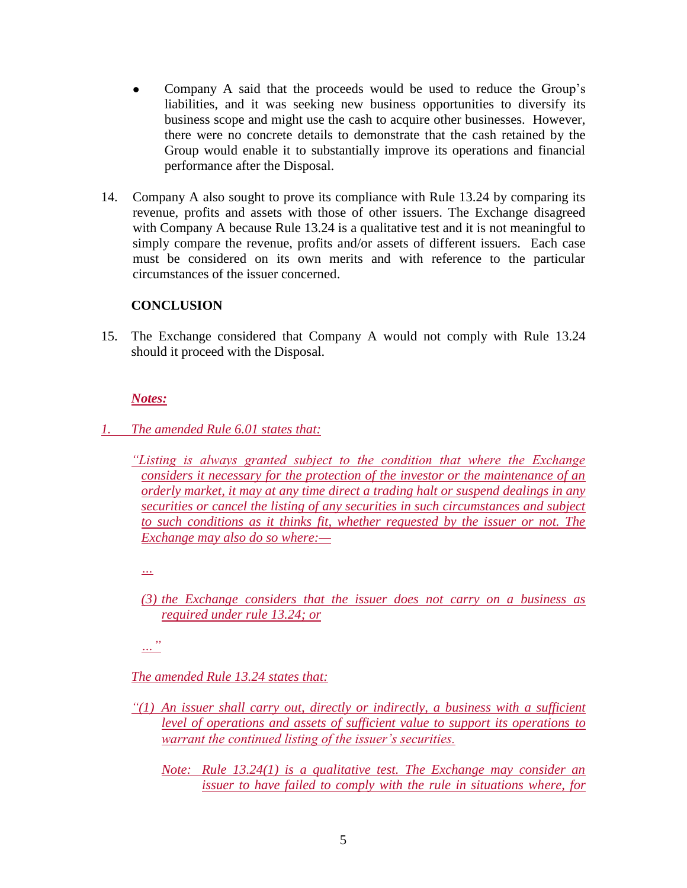- Company A said that the proceeds would be used to reduce the Group's liabilities, and it was seeking new business opportunities to diversify its business scope and might use the cash to acquire other businesses. However, there were no concrete details to demonstrate that the cash retained by the Group would enable it to substantially improve its operations and financial performance after the Disposal.

14. Company A also sought to prove its compliance with Rule 13.24 by comparing its revenue, profits and assets with those of other issuers. The Exchange disagreed with Company A because Rule 13.24 is a qualitative test and it is not meaningful to simply compare the revenue, profits and/or assets of different issuers. Each case must be considered on its own merits and with reference to the particular circumstances of the issuer concerned.

**CONCLUSION**

15. The Exchange considered that Company A would not comply with Rule 13.24 should it proceed with the Disposal.

***Notes:***

*1. The amended Rule 6.01 states that:*

*"Listing is always granted subject to the condition that where the Exchange considers it necessary for the protection of the investor or the maintenance of an orderly market, it may at any time direct a trading halt or suspend dealings in any securities or cancel the listing of any securities in such circumstances and subject to such conditions as it thinks fit, whether requested by the issuer or not. The Exchange may also do so where:—*

*...*

*(3) the Exchange considers that the issuer does not carry on a business as required under rule 13.24; or*

*..."*

*The amended Rule 13.24 states that:*

*"(1) An issuer shall carry out, directly or indirectly, a business with a sufficient level of operations and assets of sufficient value to support its operations to warrant the continued listing of the issuer's securities.*

*Note: Rule 13.24(1) is a qualitative test. The Exchange may consider an issuer to have failed to comply with the rule in situations where, for*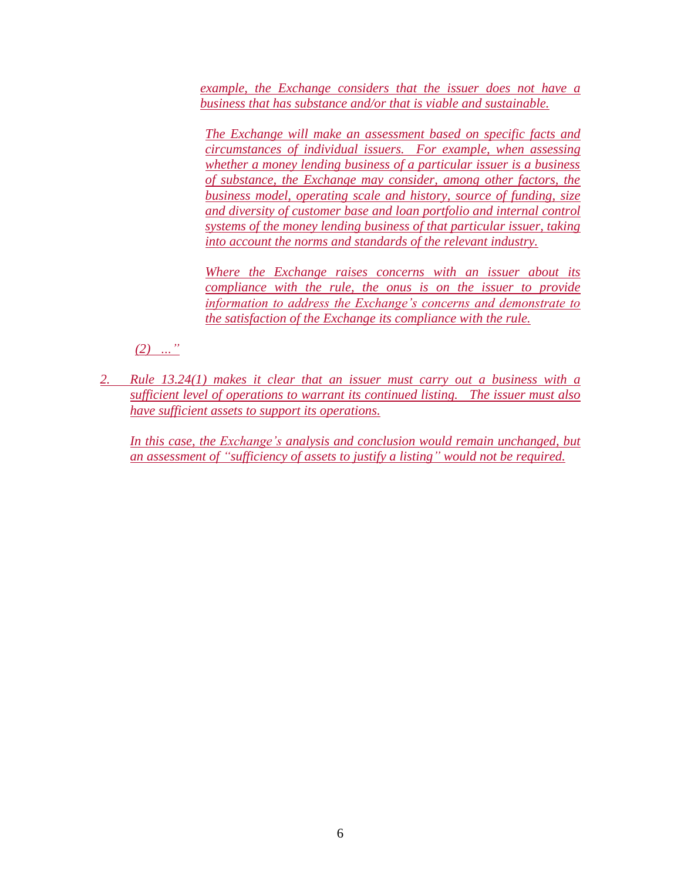*example, the Exchange considers that the issuer does not have a business that has substance and/or that is viable and sustainable.*

*The Exchange will make an assessment based on specific facts and circumstances of individual issuers. For example, when assessing whether a money lending business of a particular issuer is a business of substance, the Exchange may consider, among other factors, the business model, operating scale and history, source of funding, size and diversity of customer base and loan portfolio and internal control systems of the money lending business of that particular issuer, taking into account the norms and standards of the relevant industry.*

*Where the Exchange raises concerns with an issuer about its compliance with the rule, the onus is on the issuer to provide information to address the Exchange's concerns and demonstrate to the satisfaction of the Exchange its compliance with the rule.*

*(2) ..."*

*2. Rule 13.24(1) makes it clear that an issuer must carry out a business with a sufficient level of operations to warrant its continued listing. The issuer must also have sufficient assets to support its operations.*

*In this case, the Exchange's analysis and conclusion would remain unchanged, but an assessment of "sufficiency of assets to justify a listing" would not be required.*